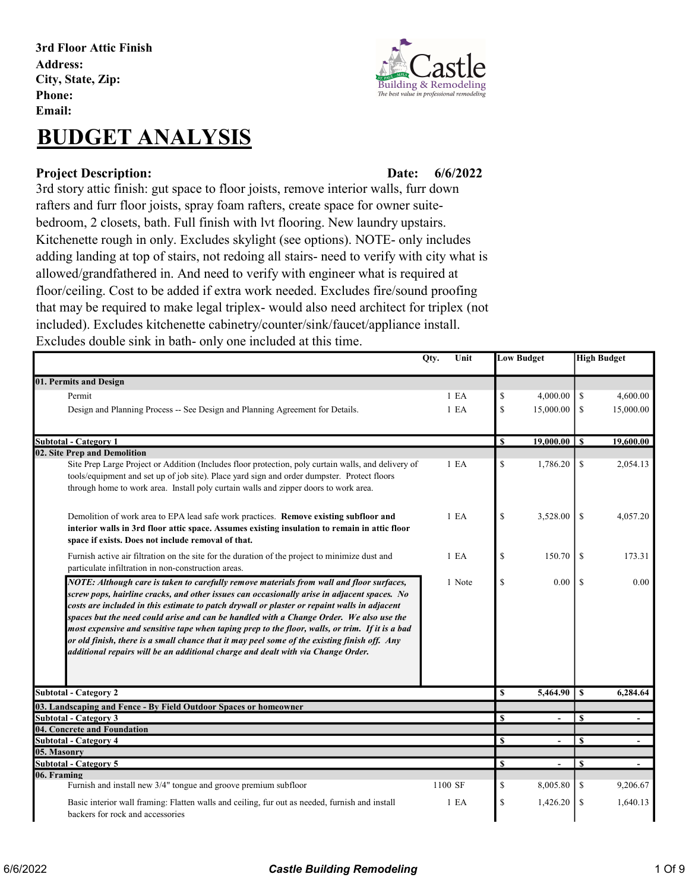**3rd Floor Attic Finish**
**Address:**
**City, State, Zip:**
**Phone:**
**Email:**

# BUDGET ANALYSIS

**Project Description:** **Date: 6/6/2022**

3rd story attic finish: gut space to floor joists, remove interior walls, furr down rafters and furr floor joists, spray foam rafters, create space for owner suite- bedroom, 2 closets, bath. Full finish with lvt flooring. New laundry upstairs. Kitchenette rough in only. Excludes skylight (see options). NOTE- only includes adding landing at top of stairs, not redoing all stairs- need to verify with city what is allowed/grandfathered in. And need to verify with engineer what is required at floor/ceiling. Cost to be added if extra work needed. Excludes fire/sound proofing that may be required to make legal triplex- would also need architect for triplex (not included). Excludes kitchenette cabinetry/counter/sink/faucet/appliance install. Excludes double sink in bath- only one included at this time.

| | Qty. | Unit | Low Budget | High Budget |
|---|---|---|---|---|
| **01. Permits and Design** | | | | |
| Permit | 1 | EA | $ 4,000.00 | $ 4,600.00 |
| Design and Planning Process -- See Design and Planning Agreement for Details. | 1 | EA | $ 15,000.00 | $ 15,000.00 |
| **Subtotal - Category 1** | | | **$ 19,000.00** | **$ 19,600.00** |
| **02. Site Prep and Demolition** | | | | |
| Site Prep Large Project or Addition (Includes floor protection, poly curtain walls, and delivery of tools/equipment and set up of job site). Place yard sign and order dumpster. Protect floors through home to work area. Install poly curtain walls and zipper doors to work area. | 1 | EA | $ 1,786.20 | $ 2,054.13 |
| Demolition of work area to EPA lead safe work practices. **Remove existing subfloor and interior walls in 3rd floor attic space. Assumes existing insulation to remain in attic floor space if exists. Does not include removal of that.** | 1 | EA | $ 3,528.00 | $ 4,057.20 |
| Furnish active air filtration on the site for the duration of the project to minimize dust and particulate infiltration in non-construction areas. | 1 | EA | $ 150.70 | $ 173.31 |
| ***NOTE: Although care is taken to carefully remove materials from wall and floor surfaces, screw pops, hairline cracks, and other issues can occasionally arise in adjacent spaces. No costs are included in this estimate to patch drywall or plaster or repaint walls in adjacent spaces but the need could arise and can be handled with a Change Order. We also use the most expensive and sensitive tape when taping prep to the floor, walls, or trim. If it is a bad or old finish, there is a small chance that it may peel some of the existing finish off. Any additional repairs will be an additional charge and dealt with via Change Order.*** | 1 | Note | $ 0.00 | $ 0.00 |
| **Subtotal - Category 2** | | | **$ 5,464.90** | **$ 6,284.64** |
| **03. Landscaping and Fence - By Field Outdoor Spaces or homeowner** | | | | |
| **Subtotal - Category 3** | | | **$ -** | **$ -** |
| **04. Concrete and Foundation** | | | | |
| **Subtotal - Category 4** | | | **$ -** | **$ -** |
| **05. Masonry** | | | | |
| **Subtotal - Category 5** | | | **$ -** | **$ -** |
| **06. Framing** | | | | |
| Furnish and install new 3/4" tongue and groove premium subfloor | 1100 | SF | $ 8,005.80 | $ 9,206.67 |
| Basic interior wall framing: Flatten walls and ceiling, fur out as needed, furnish and install backers for rock and accessories | 1 | EA | $ 1,426.20 | $ 1,640.13 |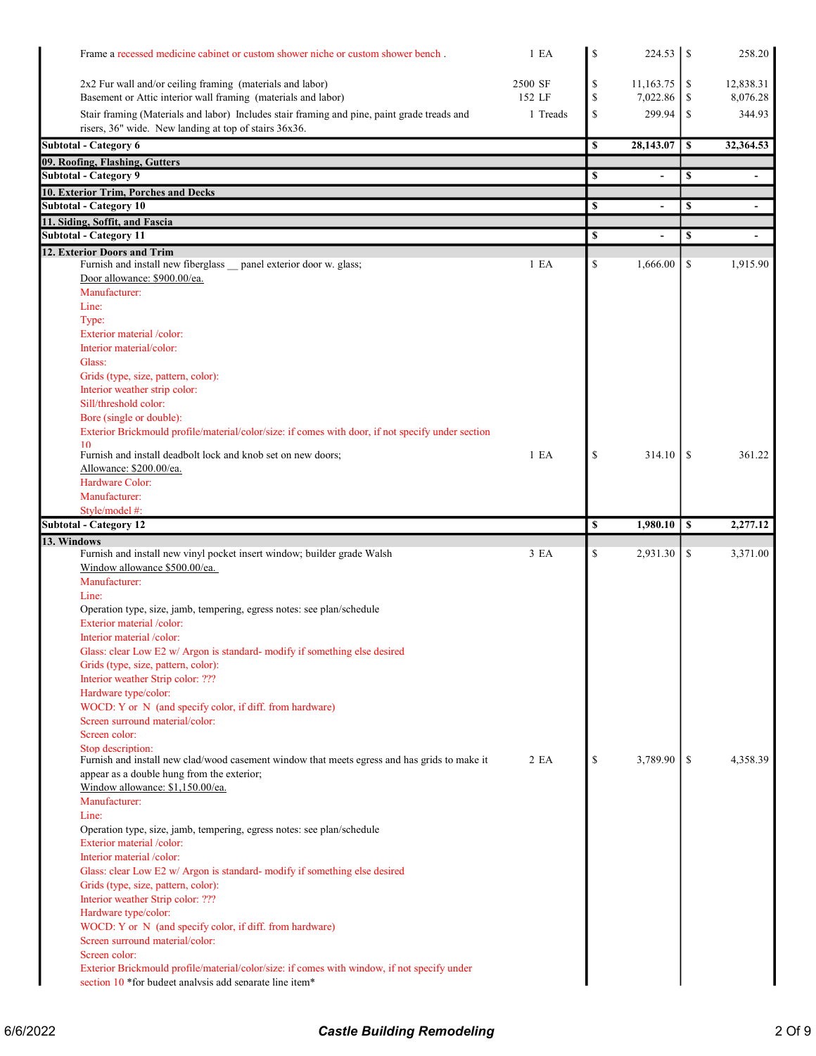| Description | Qty | Cost | | Price | |
|---|---|---|---|---|---|
| Frame a recessed medicine cabinet or custom shower niche or custom shower bench . | 1 EA | $ | 224.53 | $ | 258.20 |
| 2x2 Fur wall and/or ceiling framing (materials and labor) | 2500 SF | $ | 11,163.75 | $ | 12,838.31 |
| Basement or Attic interior wall framing (materials and labor) | 152 LF | $ | 7,022.86 | $ | 8,076.28 |
| Stair framing (Materials and labor) Includes stair framing and pine, paint grade treads and risers, 36" wide. New landing at top of stairs 36x36. | 1 Treads | $ | 299.94 | $ | 344.93 |
| **Subtotal - Category 6** | | **$** | **28,143.07** | **$** | **32,364.53** |
| **09. Roofing, Flashing, Gutters** | | | | | |
| **Subtotal - Category 9** | | **$** | **-** | **$** | **-** |
| **10. Exterior Trim, Porches and Decks** | | | | | |
| **Subtotal - Category 10** | | **$** | **-** | **$** | **-** |
| **11. Siding, Soffit, and Fascia** | | | | | |
| **Subtotal - Category 11** | | **$** | **-** | **$** | **-** |
| **12. Exterior Doors and Trim** | | | | | |
| Furnish and install new fiberglass __ panel exterior door w. glass;<br>Door allowance: $900.00/ea.<br>Manufacturer:<br>Line:<br>Type:<br>Exterior material /color:<br>Interior material/color:<br>Glass:<br>Grids (type, size, pattern, color):<br>Interior weather strip color:<br>Sill/threshold color:<br>Bore (single or double):<br>Exterior Brickmould profile/material/color/size: if comes with door, if not specify under section 10 | 1 EA | $ | 1,666.00 | $ | 1,915.90 |
| Furnish and install deadbolt lock and knob set on new doors;<br>Allowance: $200.00/ea.<br>Hardware Color:<br>Manufacturer:<br>Style/model #: | 1 EA | $ | 314.10 | $ | 361.22 |
| **Subtotal - Category 12** | | **$** | **1,980.10** | **$** | **2,277.12** |
| **13. Windows** | | | | | |
| Furnish and install new vinyl pocket insert window; builder grade Walsh<br>Window allowance $500.00/ea.<br>Manufacturer:<br>Line:<br>Operation type, size, jamb, tempering, egress notes: see plan/schedule<br>Exterior material /color:<br>Interior material /color:<br>Glass: clear Low E2 w/ Argon is standard- modify if something else desired<br>Grids (type, size, pattern, color):<br>Interior weather Strip color: ???<br>Hardware type/color:<br>WOCD: Y or N (and specify color, if diff. from hardware)<br>Screen surround material/color:<br>Screen color:<br>Stop description: | 3 EA | $ | 2,931.30 | $ | 3,371.00 |
| Furnish and install new clad/wood casement window that meets egress and has grids to make it appear as a double hung from the exterior;<br>Window allowance: $1,150.00/ea.<br>Manufacturer:<br>Line:<br>Operation type, size, jamb, tempering, egress notes: see plan/schedule<br>Exterior material /color:<br>Interior material /color:<br>Glass: clear Low E2 w/ Argon is standard- modify if something else desired<br>Grids (type, size, pattern, color):<br>Interior weather Strip color: ???<br>Hardware type/color:<br>WOCD: Y or N (and specify color, if diff. from hardware)<br>Screen surround material/color:<br>Screen color:<br>Exterior Brickmould profile/material/color/size: if comes with window, if not specify under section 10 *for budget analysis add separate line item* | 2 EA | $ | 3,789.90 | $ | 4,358.39 |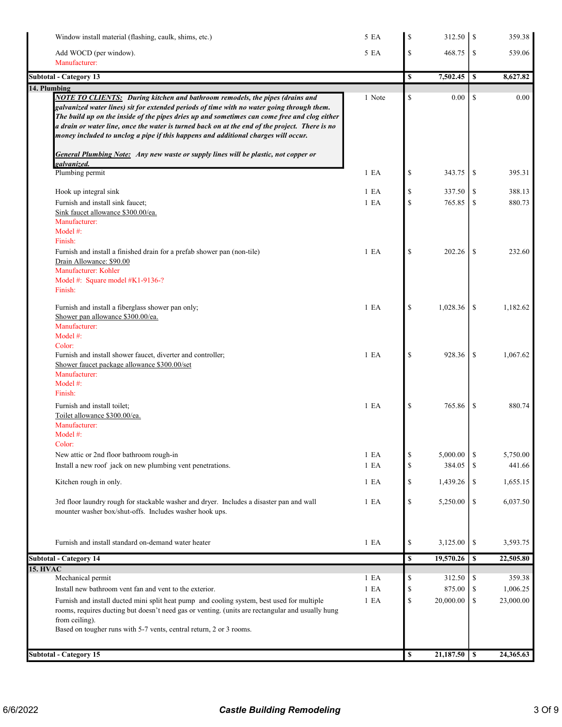| Description | Qty | Cost | Price |
|---|---|---|---|
| Window install material (flashing, caulk, shims, etc.) | 5 EA | $ 312.50 | $ 359.38 |
| Add WOCD (per window).<br>Manufacturer: | 5 EA | $ 468.75 | $ 539.06 |
| **Subtotal - Category 13** | | **$ 7,502.45** | **$ 8,627.82** |
| **14. Plumbing** | | | |
| ***NOTE TO CLIENTS:*** ***During kitchen and bathroom remodels, the pipes (drains and galvanized water lines) sit for extended periods of time with no water going through them. The build up on the inside of the pipes dries up and sometimes can come free and clog either a drain or water line, once the water is turned back on at the end of the project. There is no money included to unclog a pipe if this happens and additional charges will occur.***<br><br>***General Plumbing Note:*** ***Any new waste or supply lines will be plastic, not copper or galvanized.*** | 1 Note | $ 0.00 | $ 0.00 |
| Plumbing permit | 1 EA | $ 343.75 | $ 395.31 |
| Hook up integral sink | 1 EA | $ 337.50 | $ 388.13 |
| Furnish and install sink faucet;<br>Sink faucet allowance $300.00/ea.<br>Manufacturer:<br>Model #:<br>Finish: | 1 EA | $ 765.85 | $ 880.73 |
| Furnish and install a finished drain for a prefab shower pan (non-tile)<br>Drain Allowance: $90.00<br>Manufacturer: Kohler<br>Model #: Square model #K1-9136-?<br>Finish: | 1 EA | $ 202.26 | $ 232.60 |
| Furnish and install a fiberglass shower pan only;<br>Shower pan allowance $300.00/ea.<br>Manufacturer:<br>Model #:<br>Color: | 1 EA | $ 1,028.36 | $ 1,182.62 |
| Furnish and install shower faucet, diverter and controller;<br>Shower faucet package allowance $300.00/set<br>Manufacturer:<br>Model #:<br>Finish: | 1 EA | $ 928.36 | $ 1,067.62 |
| Furnish and install toilet;<br>Toilet allowance $300.00/ea.<br>Manufacturer:<br>Model #:<br>Color: | 1 EA | $ 765.86 | $ 880.74 |
| New attic or 2nd floor bathroom rough-in | 1 EA | $ 5,000.00 | $ 5,750.00 |
| Install a new roof jack on new plumbing vent penetrations. | 1 EA | $ 384.05 | $ 441.66 |
| Kitchen rough in only. | 1 EA | $ 1,439.26 | $ 1,655.15 |
| 3rd floor laundry rough for stackable washer and dryer. Includes a disaster pan and wall mounter washer box/shut-offs. Includes washer hook ups. | 1 EA | $ 5,250.00 | $ 6,037.50 |
| Furnish and install standard on-demand water heater | 1 EA | $ 3,125.00 | $ 3,593.75 |
| **Subtotal - Category 14** | | **$ 19,570.26** | **$ 22,505.80** |
| **15. HVAC** | | | |
| Mechanical permit | 1 EA | $ 312.50 | $ 359.38 |
| Install new bathroom vent fan and vent to the exterior. | 1 EA | $ 875.00 | $ 1,006.25 |
| Furnish and install ducted mini split heat pump and cooling system, best used for multiple rooms, requires ducting but doesn't need gas or venting. (units are rectangular and usually hung from ceiling).<br>Based on tougher runs with 5-7 vents, central return, 2 or 3 rooms. | 1 EA | $ 20,000.00 | $ 23,000.00 |
| **Subtotal - Category 15** | | **$ 21,187.50** | **$ 24,365.63** |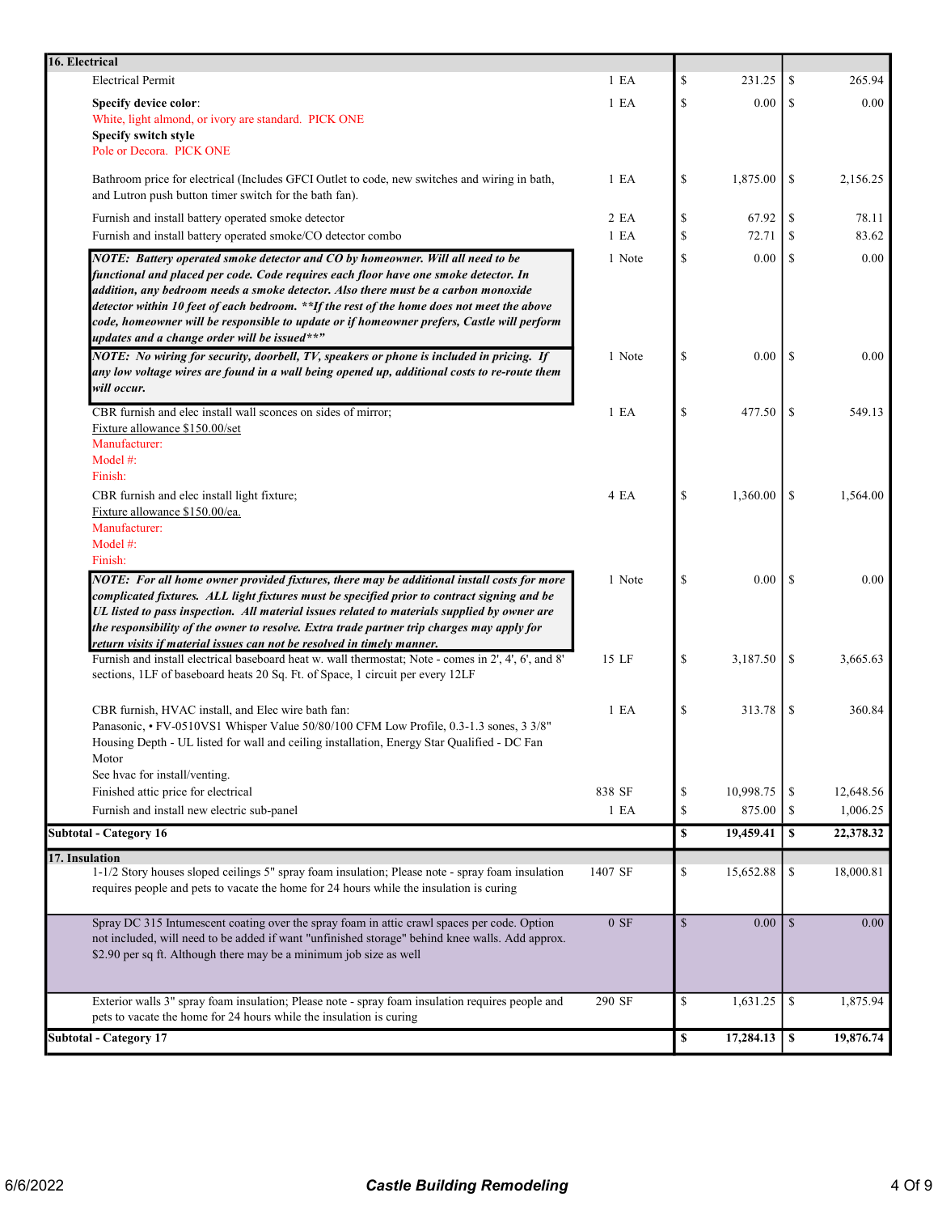| 16. Electrical | | | | | |
|---|---|---|---|---|---|
| Electrical Permit | 1 EA | $ | 231.25 | $ | 265.94 |
| **Specify device color**: White, light almond, or ivory are standard. PICK ONE **Specify switch style** Pole or Decora. PICK ONE | 1 EA | $ | 0.00 | $ | 0.00 |
| Bathroom price for electrical (Includes GFCI Outlet to code, new switches and wiring in bath, and Lutron push button timer switch for the bath fan). | 1 EA | $ | 1,875.00 | $ | 2,156.25 |
| Furnish and install battery operated smoke detector | 2 EA | $ | 67.92 | $ | 78.11 |
| Furnish and install battery operated smoke/CO detector combo | 1 EA | $ | 72.71 | $ | 83.62 |
| ***NOTE: Battery operated smoke detector and CO by homeowner. Will all need to be functional and placed per code. Code requires each floor have one smoke detector. In addition, any bedroom needs a smoke detector. Also there must be a carbon monoxide detector within 10 feet of each bedroom. **If the rest of the home does not meet the above code, homeowner will be responsible to update or if homeowner prefers, Castle will perform updates and a change order will be issued**"*** | 1 Note | $ | 0.00 | $ | 0.00 |
| ***NOTE: No wiring for security, doorbell, TV, speakers or phone is included in pricing. If any low voltage wires are found in a wall being opened up, additional costs to re-route them will occur.*** | 1 Note | $ | 0.00 | $ | 0.00 |
| CBR furnish and elec install wall sconces on sides of mirror; Fixture allowance $150.00/set Manufacturer: Model #: Finish: | 1 EA | $ | 477.50 | $ | 549.13 |
| CBR furnish and elec install light fixture; Fixture allowance $150.00/ea. Manufacturer: Model #: Finish: | 4 EA | $ | 1,360.00 | $ | 1,564.00 |
| ***NOTE: For all home owner provided fixtures, there may be additional install costs for more complicated fixtures. ALL light fixtures must be specified prior to contract signing and be UL listed to pass inspection. All material issues related to materials supplied by owner are the responsibility of the owner to resolve. Extra trade partner trip charges may apply for return visits if material issues can not be resolved in timely manner.*** | 1 Note | $ | 0.00 | $ | 0.00 |
| Furnish and install electrical baseboard heat w. wall thermostat; Note - comes in 2', 4', 6', and 8' sections, 1LF of baseboard heats 20 Sq. Ft. of Space, 1 circuit per every 12LF | 15 LF | $ | 3,187.50 | $ | 3,665.63 |
| CBR furnish, HVAC install, and Elec wire bath fan: Panasonic, • FV-0510VS1 Whisper Value 50/80/100 CFM Low Profile, 0.3-1.3 sones, 3 3/8" Housing Depth - UL listed for wall and ceiling installation, Energy Star Qualified - DC Fan Motor See hvac for install/venting. | 1 EA | $ | 313.78 | $ | 360.84 |
| Finished attic price for electrical | 838 SF | $ | 10,998.75 | $ | 12,648.56 |
| Furnish and install new electric sub-panel | 1 EA | $ | 875.00 | $ | 1,006.25 |
| **Subtotal - Category 16** | | **$** | **19,459.41** | **$** | **22,378.32** |

| 17. Insulation | | | | | |
|---|---|---|---|---|---|
| 1-1/2 Story houses sloped ceilings 5" spray foam insulation; Please note - spray foam insulation requires people and pets to vacate the home for 24 hours while the insulation is curing | 1407 SF | $ | 15,652.88 | $ | 18,000.81 |
| Spray DC 315 Intumescent coating over the spray foam in attic crawl spaces per code. Option not included, will need to be added if want "unfinished storage" behind knee walls. Add approx. $2.90 per sq ft. Although there may be a minimum job size as well | 0 SF | $ | 0.00 | $ | 0.00 |
| Exterior walls 3" spray foam insulation; Please note - spray foam insulation requires people and pets to vacate the home for 24 hours while the insulation is curing | 290 SF | $ | 1,631.25 | $ | 1,875.94 |
| **Subtotal - Category 17** | | **$** | **17,284.13** | **$** | **19,876.74** |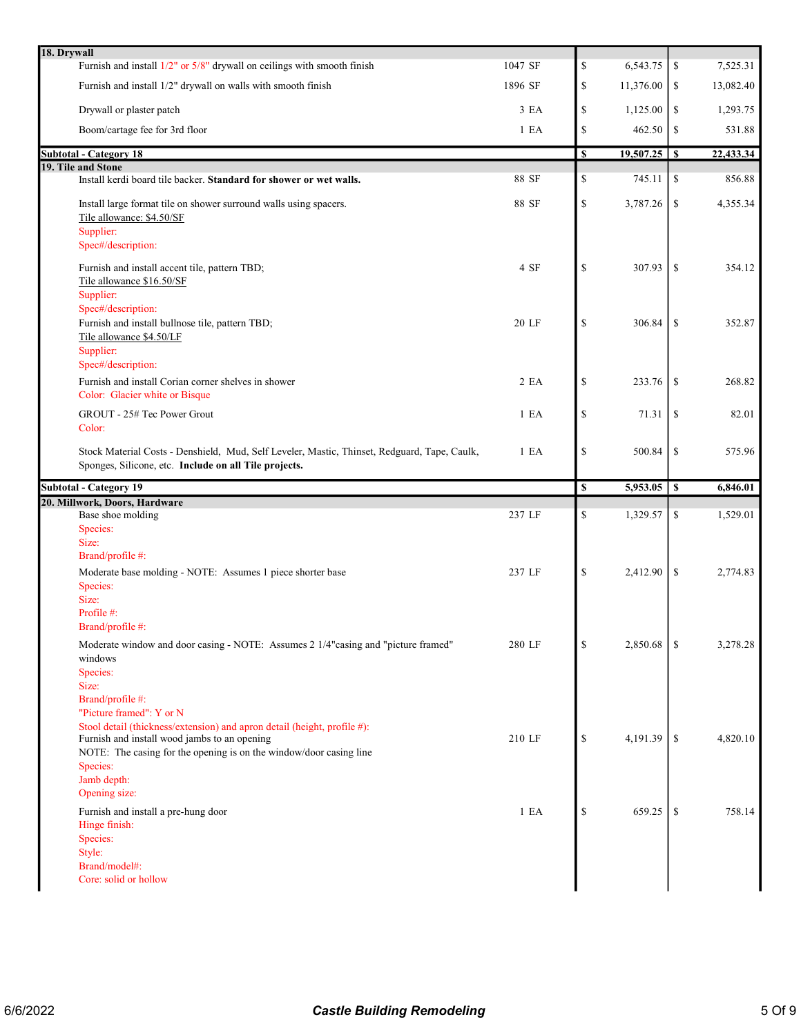| Description | Qty | Cost | Price |
|---|---|---|---|
| **18. Drywall** | | | |
| Furnish and install 1/2" or 5/8" drywall on ceilings with smooth finish | 1047 SF | $ 6,543.75 | $ 7,525.31 |
| Furnish and install 1/2" drywall on walls with smooth finish | 1896 SF | $ 11,376.00 | $ 13,082.40 |
| Drywall or plaster patch | 3 EA | $ 1,125.00 | $ 1,293.75 |
| Boom/cartage fee for 3rd floor | 1 EA | $ 462.50 | $ 531.88 |
| **Subtotal - Category 18** | | **$ 19,507.25** | **$ 22,433.34** |
| **19. Tile and Stone** | | | |
| Install kerdi board tile backer. **Standard for shower or wet walls.** | 88 SF | $ 745.11 | $ 856.88 |
| Install large format tile on shower surround walls using spacers.<br>Tile allowance: $4.50/SF<br>Supplier:<br>Spec#/description: | 88 SF | $ 3,787.26 | $ 4,355.34 |
| Furnish and install accent tile, pattern TBD;<br>Tile allowance $16.50/SF<br>Supplier:<br>Spec#/description: | 4 SF | $ 307.93 | $ 354.12 |
| Furnish and install bullnose tile, pattern TBD;<br>Tile allowance $4.50/LF<br>Supplier:<br>Spec#/description: | 20 LF | $ 306.84 | $ 352.87 |
| Furnish and install Corian corner shelves in shower<br>Color: Glacier white or Bisque | 2 EA | $ 233.76 | $ 268.82 |
| GROUT - 25# Tec Power Grout<br>Color: | 1 EA | $ 71.31 | $ 82.01 |
| Stock Material Costs - Denshield, Mud, Self Leveler, Mastic, Thinset, Redguard, Tape, Caulk, Sponges, Silicone, etc. **Include on all Tile projects.** | 1 EA | $ 500.84 | $ 575.96 |
| **Subtotal - Category 19** | | **$ 5,953.05** | **$ 6,846.01** |
| **20. Millwork, Doors, Hardware** | | | |
| Base shoe molding<br>Species:<br>Size:<br>Brand/profile #: | 237 LF | $ 1,329.57 | $ 1,529.01 |
| Moderate base molding - NOTE: Assumes 1 piece shorter base<br>Species:<br>Size:<br>Profile #:<br>Brand/profile #: | 237 LF | $ 2,412.90 | $ 2,774.83 |
| Moderate window and door casing - NOTE: Assumes 2 1/4"casing and "picture framed" windows<br>Species:<br>Size:<br>Brand/profile #:<br>"Picture framed": Y or N<br>Stool detail (thickness/extension) and apron detail (height, profile #): | 280 LF | $ 2,850.68 | $ 3,278.28 |
| Furnish and install wood jambs to an opening<br>NOTE: The casing for the opening is on the window/door casing line<br>Species:<br>Jamb depth:<br>Opening size: | 210 LF | $ 4,191.39 | $ 4,820.10 |
| Furnish and install a pre-hung door<br>Hinge finish:<br>Species:<br>Style:<br>Brand/model#:<br>Core: solid or hollow | 1 EA | $ 659.25 | $ 758.14 |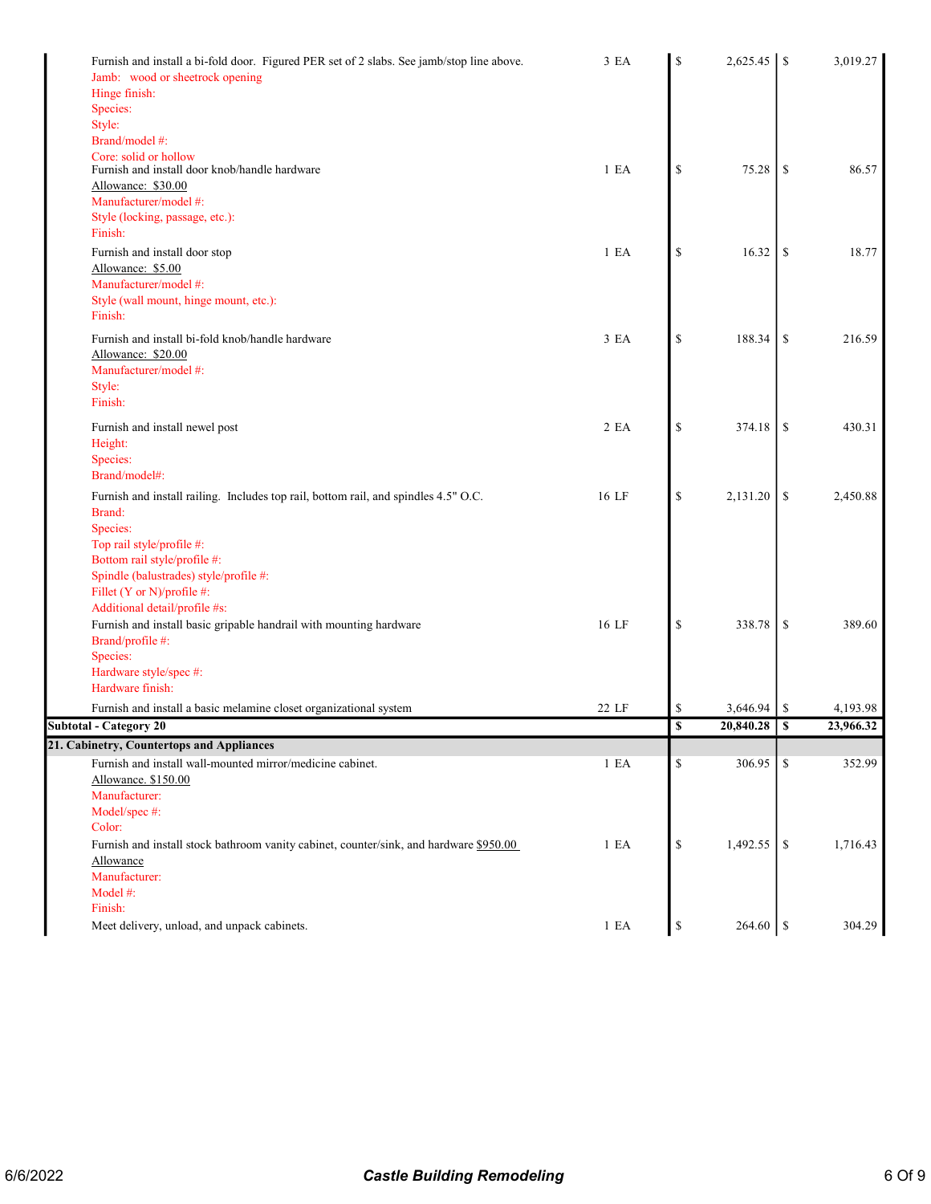| Description | Quantity | Cost | Total |
|---|---|---|---|
| Furnish and install a bi-fold door. Figured PER set of 2 slabs. See jamb/stop line above.<br>Jamb: wood or sheetrock opening<br>Hinge finish:<br>Species:<br>Style:<br>Brand/model #:<br>Core: solid or hollow | 3 EA | $ 2,625.45 | $ 3,019.27 |
| Furnish and install door knob/handle hardware<br>Allowance: $30.00<br>Manufacturer/model #:<br>Style (locking, passage, etc.):<br>Finish: | 1 EA | $ 75.28 | $ 86.57 |
| Furnish and install door stop<br>Allowance: $5.00<br>Manufacturer/model #:<br>Style (wall mount, hinge mount, etc.):<br>Finish: | 1 EA | $ 16.32 | $ 18.77 |
| Furnish and install bi-fold knob/handle hardware<br>Allowance: $20.00<br>Manufacturer/model #:<br>Style:<br>Finish: | 3 EA | $ 188.34 | $ 216.59 |
| Furnish and install newel post<br>Height:<br>Species:<br>Brand/model#: | 2 EA | $ 374.18 | $ 430.31 |
| Furnish and install railing. Includes top rail, bottom rail, and spindles 4.5" O.C.<br>Brand:<br>Species:<br>Top rail style/profile #:<br>Bottom rail style/profile #:<br>Spindle (balustrades) style/profile #:<br>Fillet (Y or N)/profile #:<br>Additional detail/profile #s: | 16 LF | $ 2,131.20 | $ 2,450.88 |
| Furnish and install basic gripable handrail with mounting hardware<br>Brand/profile #:<br>Species:<br>Hardware style/spec #:<br>Hardware finish: | 16 LF | $ 338.78 | $ 389.60 |
| Furnish and install a basic melamine closet organizational system | 22 LF | $ 3,646.94 | $ 4,193.98 |
| **Subtotal - Category 20** | | **$ 20,840.28** | **$ 23,966.32** |
| **21. Cabinetry, Countertops and Appliances** | | | |
| Furnish and install wall-mounted mirror/medicine cabinet.<br>Allowance. $150.00<br>Manufacturer:<br>Model/spec #:<br>Color: | 1 EA | $ 306.95 | $ 352.99 |
| Furnish and install stock bathroom vanity cabinet, counter/sink, and hardware $950.00 Allowance<br>Manufacturer:<br>Model #:<br>Finish: | 1 EA | $ 1,492.55 | $ 1,716.43 |
| Meet delivery, unload, and unpack cabinets. | 1 EA | $ 264.60 | $ 304.29 |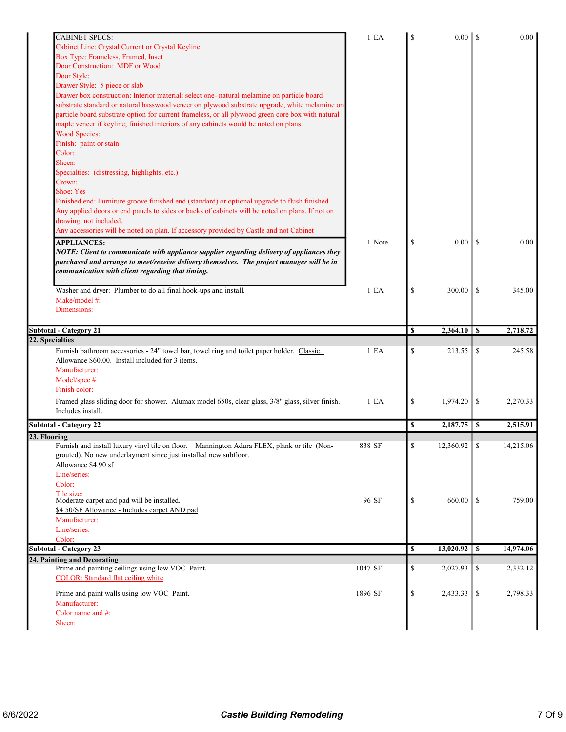| Description | Qty | Cost | Price |
|---|---|---|---|
| CABINET SPECS:<br>Cabinet Line: Crystal Current or Crystal Keyline<br>Box Type: Frameless, Framed, Inset<br>Door Construction: MDF or Wood<br>Door Style:<br>Drawer Style: 5 piece or slab<br>Drawer box construction: Interior material: select one- natural melamine on particle board substrate standard or natural basswood veneer on plywood substrate upgrade, white melamine on particle board substrate option for current frameless, or all plywood green core box with natural maple veneer if keyline; finished interiors of any cabinets would be noted on plans.<br>Wood Species:<br>Finish: paint or stain<br>Color:<br>Sheen:<br>Specialties: (distressing, highlights, etc.)<br>Crown:<br>Shoe: Yes<br>Finished end: Furniture groove finished end (standard) or optional upgrade to flush finished<br>Any applied doors or end panels to sides or backs of cabinets will be noted on plans. If not on drawing, not included.<br>Any accessories will be noted on plan. If accessory provided by Castle and not Cabinet | 1 EA | $ 0.00 | $ 0.00 |
| **APPLIANCES:**<br>***NOTE: Client to communicate with appliance supplier regarding delivery of appliances they purchased and arrange to meet/receive delivery themselves. The project manager will be in communication with client regarding that timing.*** | 1 Note | $ 0.00 | $ 0.00 |
| Washer and dryer: Plumber to do all final hook-ups and install.<br>Make/model #:<br>Dimensions: | 1 EA | $ 300.00 | $ 345.00 |
| **Subtotal - Category 21** | | **$ 2,364.10** | **$ 2,718.72** |
| **22. Specialties** | | | |
| Furnish bathroom accessories - 24" towel bar, towel ring and toilet paper holder. Classic. Allowance $60.00. Install included for 3 items.<br>Manufacturer:<br>Model/spec #:<br>Finish color: | 1 EA | $ 213.55 | $ 245.58 |
| Framed glass sliding door for shower. Alumax model 650s, clear glass, 3/8" glass, silver finish. Includes install. | 1 EA | $ 1,974.20 | $ 2,270.33 |
| **Subtotal - Category 22** | | **$ 2,187.75** | **$ 2,515.91** |
| **23. Flooring** | | | |
| Furnish and install luxury vinyl tile on floor. Mannington Adura FLEX, plank or tile (Non-grouted). No new underlayment since just installed new subfloor.<br>Allowance $4.90 sf<br>Line/series:<br>Color:<br>Tile size: | 838 SF | $ 12,360.92 | $ 14,215.06 |
| Moderate carpet and pad will be installed.<br>$4.50/SF Allowance - Includes carpet AND pad<br>Manufacturer:<br>Line/series:<br>Color: | 96 SF | $ 660.00 | $ 759.00 |
| **Subtotal - Category 23** | | **$ 13,020.92** | **$ 14,974.06** |
| **24. Painting and Decorating** | | | |
| Prime and painting ceilings using low VOC Paint.<br>COLOR: Standard flat ceiling white | 1047 SF | $ 2,027.93 | $ 2,332.12 |
| Prime and paint walls using low VOC Paint.<br>Manufacturer:<br>Color name and #:<br>Sheen: | 1896 SF | $ 2,433.33 | $ 2,798.33 |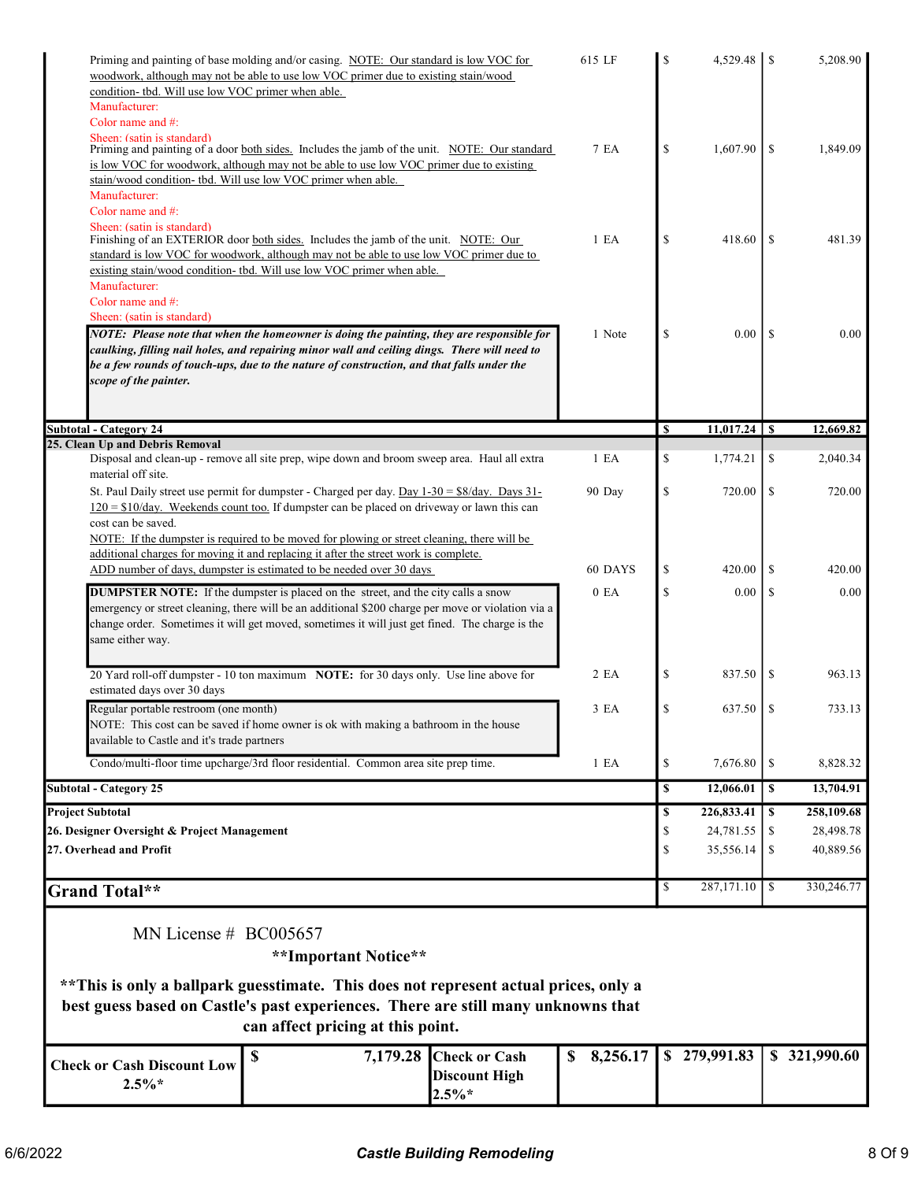| Description | Qty | Low | High |
|---|---|---|---|
| Priming and painting of base molding and/or casing. NOTE: Our standard is low VOC for woodwork, although may not be able to use low VOC primer due to existing stain/wood condition- tbd. Will use low VOC primer when able.<br>Manufacturer:<br>Color name and #:<br>Sheen: (satin is standard) | 615 LF | $ 4,529.48 | $ 5,208.90 |
| Priming and painting of a door both sides. Includes the jamb of the unit. NOTE: Our standard is low VOC for woodwork, although may not be able to use low VOC primer due to existing stain/wood condition- tbd. Will use low VOC primer when able.<br>Manufacturer:<br>Color name and #:<br>Sheen: (satin is standard) | 7 EA | $ 1,607.90 | $ 1,849.09 |
| Finishing of an EXTERIOR door both sides. Includes the jamb of the unit. NOTE: Our standard is low VOC for woodwork, although may not be able to use low VOC primer due to existing stain/wood condition- tbd. Will use low VOC primer when able.<br>Manufacturer:<br>Color name and #:<br>Sheen: (satin is standard) | 1 EA | $ 418.60 | $ 481.39 |
| ***NOTE: Please note that when the homeowner is doing the painting, they are responsible for caulking, filling nail holes, and repairing minor wall and ceiling dings. There will need to be a few rounds of touch-ups, due to the nature of construction, and that falls under the scope of the painter.*** | 1 Note | $ 0.00 | $ 0.00 |
| **Subtotal - Category 24** | | **$ 11,017.24** | **$ 12,669.82** |
| **25. Clean Up and Debris Removal** | | | |
| Disposal and clean-up - remove all site prep, wipe down and broom sweep area. Haul all extra material off site. | 1 EA | $ 1,774.21 | $ 2,040.34 |
| St. Paul Daily street use permit for dumpster - Charged per day. Day 1-30 = $8/day. Days 31-120 = $10/day. Weekends count too. If dumpster can be placed on driveway or lawn this can cost can be saved.<br>NOTE: If the dumpster is required to be moved for plowing or street cleaning, there will be additional charges for moving it and replacing it after the street work is complete. | 90 Day | $ 720.00 | $ 720.00 |
| ADD number of days, dumpster is estimated to be needed over 30 days | 60 DAYS | $ 420.00 | $ 420.00 |
| **DUMPSTER NOTE:** If the dumpster is placed on the street, and the city calls a snow emergency or street cleaning, there will be an additional $200 charge per move or violation via a change order. Sometimes it will get moved, sometimes it will just get fined. The charge is the same either way. | 0 EA | $ 0.00 | $ 0.00 |
| 20 Yard roll-off dumpster - 10 ton maximum **NOTE:** for 30 days only. Use line above for estimated days over 30 days | 2 EA | $ 837.50 | $ 963.13 |
| Regular portable restroom (one month)<br>NOTE: This cost can be saved if home owner is ok with making a bathroom in the house available to Castle and it's trade partners | 3 EA | $ 637.50 | $ 733.13 |
| Condo/multi-floor time upcharge/3rd floor residential. Common area site prep time. | 1 EA | $ 7,676.80 | $ 8,828.32 |
| **Subtotal - Category 25** | | **$ 12,066.01** | **$ 13,704.91** |
| **Project Subtotal** | | **$ 226,833.41** | **$ 258,109.68** |
| **26. Designer Oversight & Project Management** | | $ 24,781.55 | $ 28,498.78 |
| **27. Overhead and Profit** | | $ 35,556.14 | $ 40,889.56 |
| **Grand Total\*\*** | | $ 287,171.10 | $ 330,246.77 |

MN License # BC005657

**\*\*Important Notice\*\***

**\*\*This is only a ballpark guesstimate. This does not represent actual prices, only a best guess based on Castle's past experiences. There are still many unknowns that can affect pricing at this point.**

| Check or Cash Discount Low 2.5%* | $ 7,179.28 | Check or Cash Discount High 2.5%* | $ 8,256.17 | $ 279,991.83 | $ 321,990.60 |
|---|---|---|---|---|---|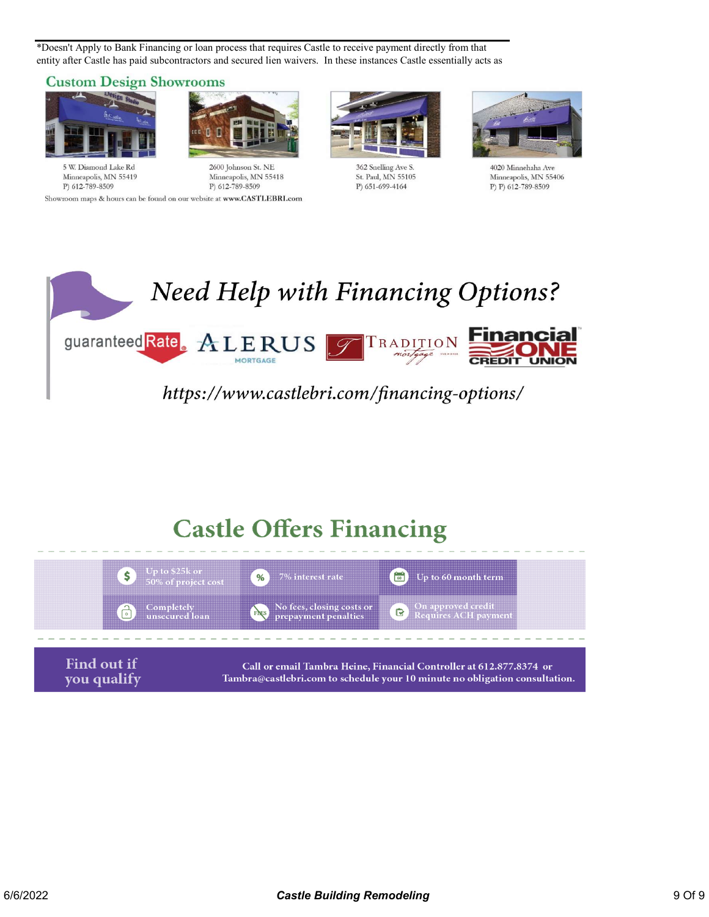*Doesn't Apply to Bank Financing or loan process that requires Castle to receive payment directly from that entity after Castle has paid subcontractors and secured lien waivers. In these instances Castle essentially acts as

## Custom Design Showrooms

5 W. Diamond Lake Rd
Minneapolis, MN 55419
P) 612-789-8509

2600 Johnson St. NE
Minneapolis, MN 55418
P) 612-789-8509

362 Snelling Ave S.
St. Paul, MN 55105
P) 651-699-4164

4020 Minnehaha Ave
Minneapolis, MN 55406
P) P) 612-789-8509

Showroom maps & hours can be found on our website at **www.CASTLEBRI.com**

## *Need Help with Financing Options?*

guaranteed Rate · ALERUS MORTGAGE · TRADITION mortgage · Financial ONE CREDIT UNION

*https://www.castlebri.com/financing-options/*

## Castle Offers Financing

- Up to $25k or 50% of project cost
- 7% interest rate
- Up to 60 month term
- Completely unsecured loan
- No fees, closing costs or prepayment penalties
- On approved credit Requires ACH payment

**Find out if you qualify**

**Call or email Tambra Heine, Financial Controller at 612.877.8374 or Tambra@castlebri.com to schedule your 10 minute no obligation consultation.**